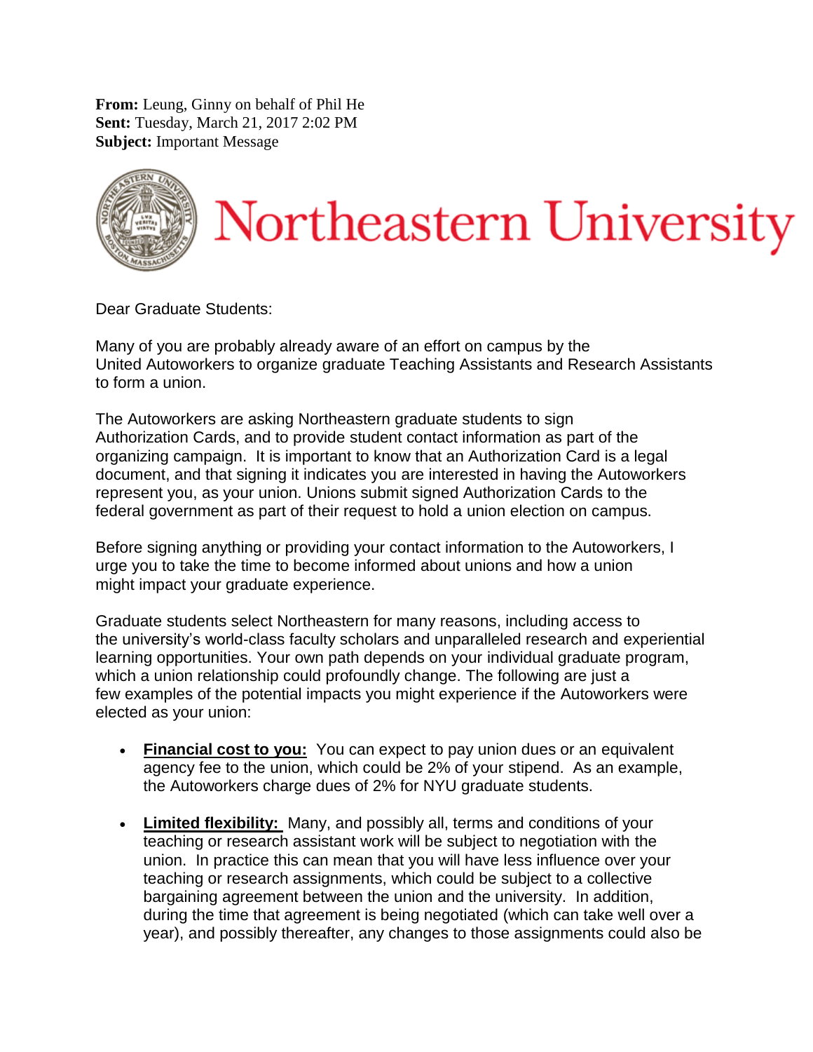**From:** Leung, Ginny on behalf of Phil He
**Sent:** Tuesday, March 21, 2017 2:02 PM
**Subject:** Important Message

Northeastern University

Dear Graduate Students:

Many of you are probably already aware of an effort on campus by the United Autoworkers to organize graduate Teaching Assistants and Research Assistants to form a union.

The Autoworkers are asking Northeastern graduate students to sign Authorization Cards, and to provide student contact information as part of the organizing campaign. It is important to know that an Authorization Card is a legal document, and that signing it indicates you are interested in having the Autoworkers represent you, as your union. Unions submit signed Authorization Cards to the federal government as part of their request to hold a union election on campus.

Before signing anything or providing your contact information to the Autoworkers, I urge you to take the time to become informed about unions and how a union might impact your graduate experience.

Graduate students select Northeastern for many reasons, including access to the university's world-class faculty scholars and unparalleled research and experiential learning opportunities. Your own path depends on your individual graduate program, which a union relationship could profoundly change. The following are just a few examples of the potential impacts you might experience if the Autoworkers were elected as your union:

- **Financial cost to you:** You can expect to pay union dues or an equivalent agency fee to the union, which could be 2% of your stipend. As an example, the Autoworkers charge dues of 2% for NYU graduate students.
- **Limited flexibility:** Many, and possibly all, terms and conditions of your teaching or research assistant work will be subject to negotiation with the union. In practice this can mean that you will have less influence over your teaching or research assignments, which could be subject to a collective bargaining agreement between the union and the university. In addition, during the time that agreement is being negotiated (which can take well over a year), and possibly thereafter, any changes to those assignments could also be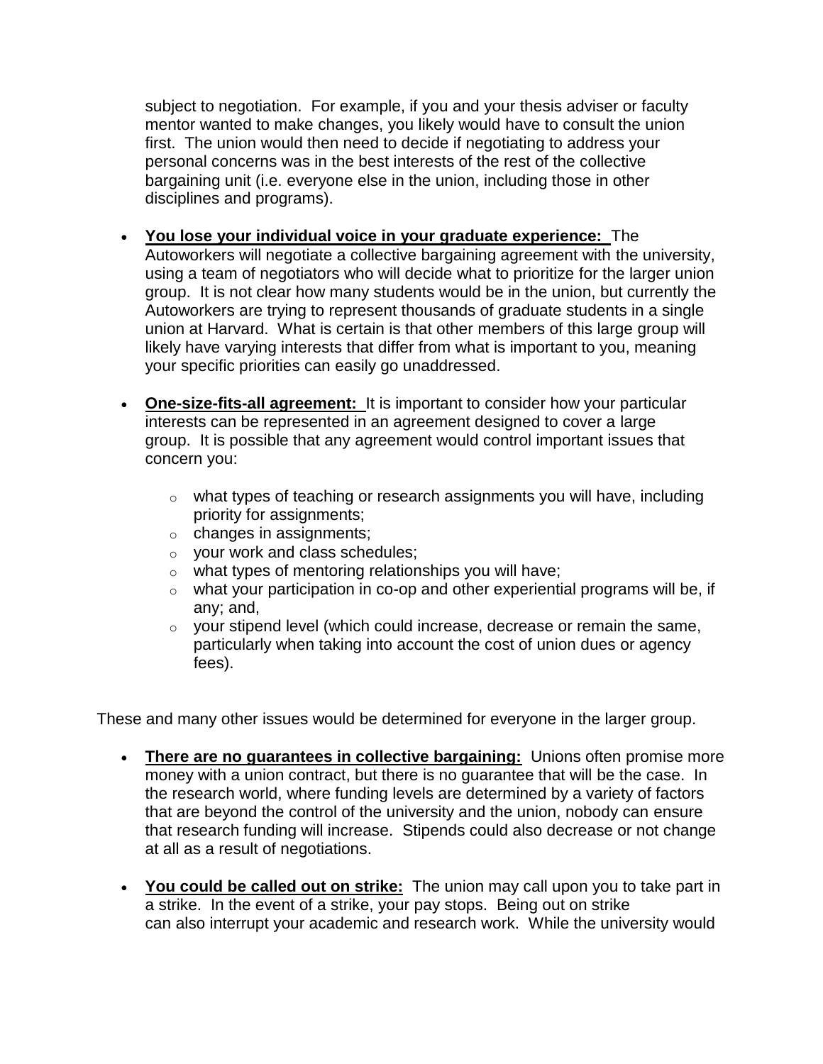subject to negotiation. For example, if you and your thesis adviser or faculty mentor wanted to make changes, you likely would have to consult the union first. The union would then need to decide if negotiating to address your personal concerns was in the best interests of the rest of the collective bargaining unit (i.e. everyone else in the union, including those in other disciplines and programs).

- **You lose your individual voice in your graduate experience:** The Autoworkers will negotiate a collective bargaining agreement with the university, using a team of negotiators who will decide what to prioritize for the larger union group. It is not clear how many students would be in the union, but currently the Autoworkers are trying to represent thousands of graduate students in a single union at Harvard. What is certain is that other members of this large group will likely have varying interests that differ from what is important to you, meaning your specific priorities can easily go unaddressed.

- **One-size-fits-all agreement:** It is important to consider how your particular interests can be represented in an agreement designed to cover a large group. It is possible that any agreement would control important issues that concern you:
    - what types of teaching or research assignments you will have, including priority for assignments;
    - changes in assignments;
    - your work and class schedules;
    - what types of mentoring relationships you will have;
    - what your participation in co-op and other experiential programs will be, if any; and,
    - your stipend level (which could increase, decrease or remain the same, particularly when taking into account the cost of union dues or agency fees).

These and many other issues would be determined for everyone in the larger group.

- **There are no guarantees in collective bargaining:** Unions often promise more money with a union contract, but there is no guarantee that will be the case. In the research world, where funding levels are determined by a variety of factors that are beyond the control of the university and the union, nobody can ensure that research funding will increase. Stipends could also decrease or not change at all as a result of negotiations.

- **You could be called out on strike:** The union may call upon you to take part in a strike. In the event of a strike, your pay stops. Being out on strike can also interrupt your academic and research work. While the university would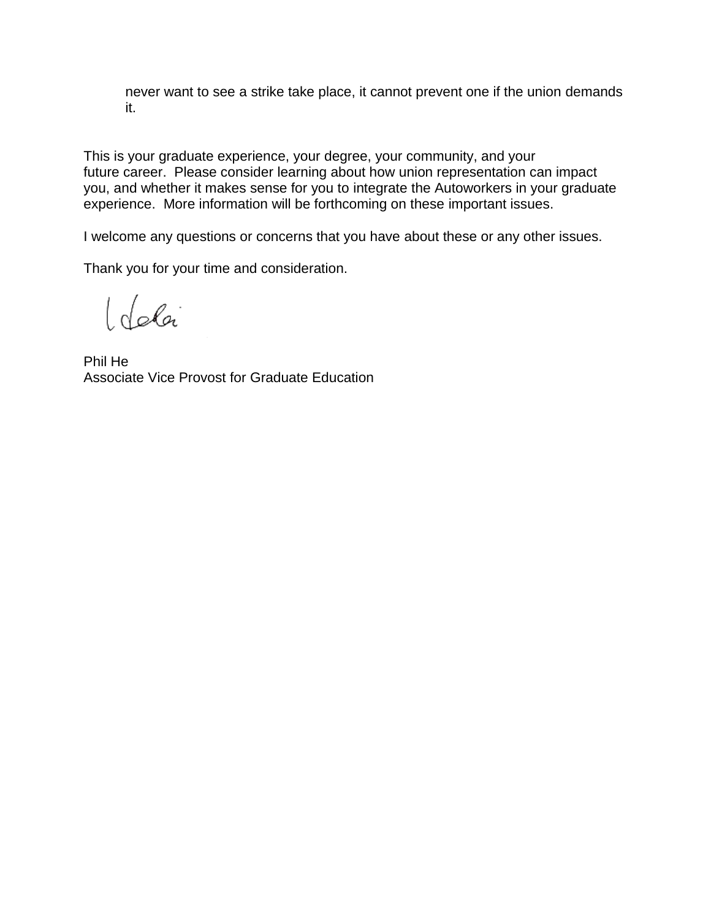never want to see a strike take place, it cannot prevent one if the union demands it.

This is your graduate experience, your degree, your community, and your future career. Please consider learning about how union representation can impact you, and whether it makes sense for you to integrate the Autoworkers in your graduate experience. More information will be forthcoming on these important issues.

I welcome any questions or concerns that you have about these or any other issues.

Thank you for your time and consideration.

Phil He  
Associate Vice Provost for Graduate Education